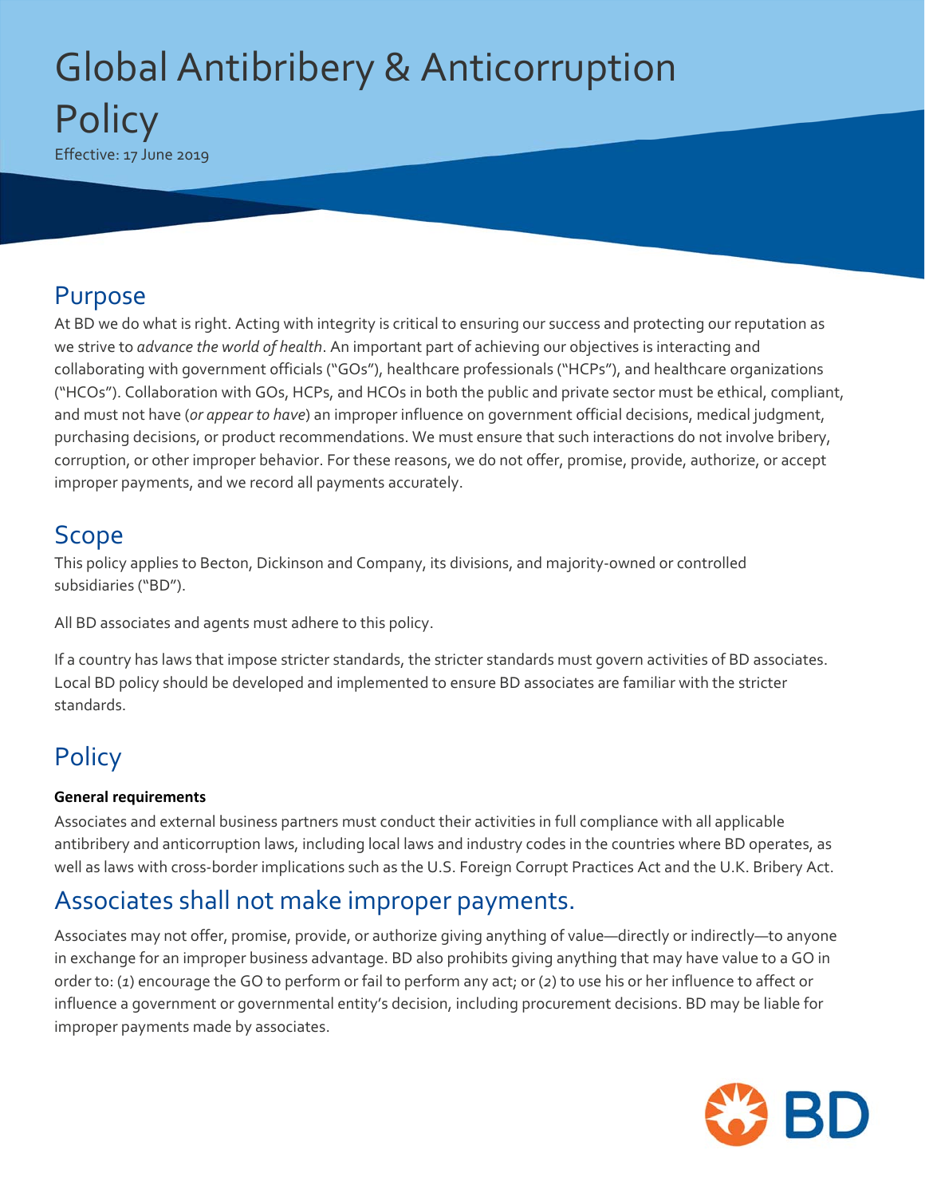# Global Antibribery & Anticorruption Policy

Effective: 17 June 2019

## Purpose

At BD we do what is right. Acting with integrity is critical to ensuring our success and protecting our reputation as we strive to *advance the world of health*. An important part of achieving our objectives is interacting and collaborating with government officials ("GOs"), healthcare professionals ("HCPs"), and healthcare organizations ("HCOs"). Collaboration with GOs, HCPs, and HCOs in both the public and private sector must be ethical, compliant, and must not have (*or appear to have*) an improper influence on government official decisions, medical judgment, purchasing decisions, or product recommendations. We must ensure that such interactions do not involve bribery, corruption, or other improper behavior. For these reasons, we do not offer, promise, provide, authorize, or accept improper payments, and we record all payments accurately.

## Scope

This policy applies to Becton, Dickinson and Company, its divisions, and majority-owned or controlled subsidiaries ("BD").

All BD associates and agents must adhere to this policy.

If a country has laws that impose stricter standards, the stricter standards must govern activities of BD associates. Local BD policy should be developed and implemented to ensure BD associates are familiar with the stricter standards.

## Policy

**General requirements**

Associates and external business partners must conduct their activities in full compliance with all applicable antibribery and anticorruption laws, including local laws and industry codes in the countries where BD operates, as well as laws with cross-border implications such as the U.S. Foreign Corrupt Practices Act and the U.K. Bribery Act.

## Associates shall not make improper payments.

Associates may not offer, promise, provide, or authorize giving anything of value—directly or indirectly—to anyone in exchange for an improper business advantage. BD also prohibits giving anything that may have value to a GO in order to: (*1*) encourage the GO to perform or fail to perform any act; or (*2*) to use his or her influence to affect or influence a government or governmental entity's decision, including procurement decisions. BD may be liable for improper payments made by associates.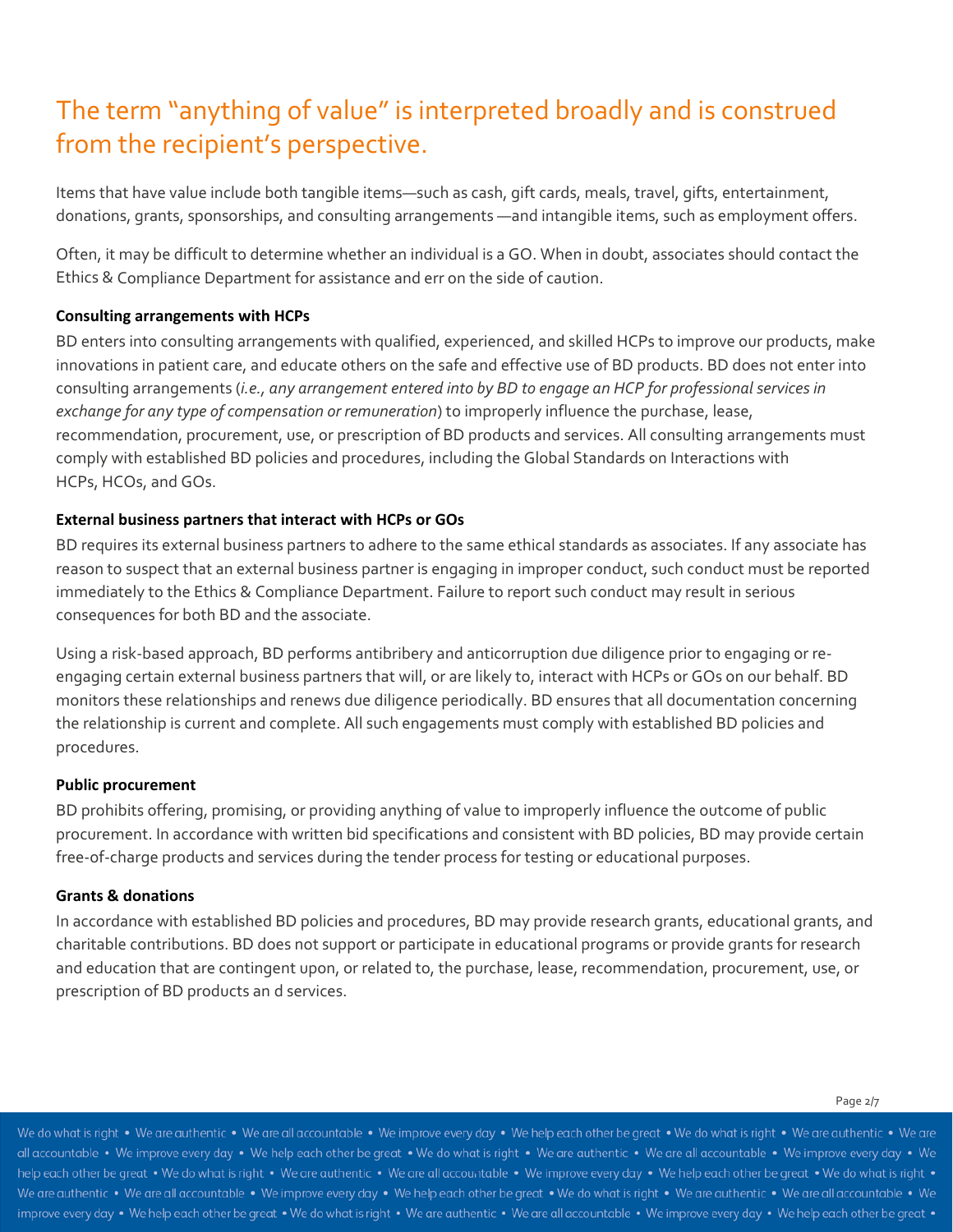## The term "anything of value" is interpreted broadly and is construed from the recipient's perspective.

Items that have value include both tangible items—such as cash, gift cards, meals, travel, gifts, entertainment, donations, grants, sponsorships, and consulting arrangements —and intangible items, such as employment offers.

Often, it may be difficult to determine whether an individual is a GO. When in doubt, associates should contact the Ethics & Compliance Department for assistance and err on the side of caution.

**Consulting arrangements with HCPs**

BD enters into consulting arrangements with qualified, experienced, and skilled HCPs to improve our products, make innovations in patient care, and educate others on the safe and effective use of BD products. BD does not enter into consulting arrangements (*i.e., any arrangement entered into by BD to engage an HCP for professional services in exchange for any type of compensation or remuneration*) to improperly influence the purchase, lease, recommendation, procurement, use, or prescription of BD products and services. All consulting arrangements must comply with established BD policies and procedures, including the Global Standards on Interactions with HCPs, HCOs, and GOs.

**External business partners that interact with HCPs or GOs**

BD requires its external business partners to adhere to the same ethical standards as associates. If any associate has reason to suspect that an external business partner is engaging in improper conduct, such conduct must be reported immediately to the Ethics & Compliance Department. Failure to report such conduct may result in serious consequences for both BD and the associate.

Using a risk-based approach, BD performs antibribery and anticorruption due diligence prior to engaging or re-engaging certain external business partners that will, or are likely to, interact with HCPs or GOs on our behalf. BD monitors these relationships and renews due diligence periodically. BD ensures that all documentation concerning the relationship is current and complete. All such engagements must comply with established BD policies and procedures.

**Public procurement**

BD prohibits offering, promising, or providing anything of value to improperly influence the outcome of public procurement. In accordance with written bid specifications and consistent with BD policies, BD may provide certain free-of-charge products and services during the tender process for testing or educational purposes.

**Grants & donations**

In accordance with established BD policies and procedures, BD may provide research grants, educational grants, and charitable contributions. BD does not support or participate in educational programs or provide grants for research and education that are contingent upon, or related to, the purchase, lease, recommendation, procurement, use, or prescription of BD products an d services.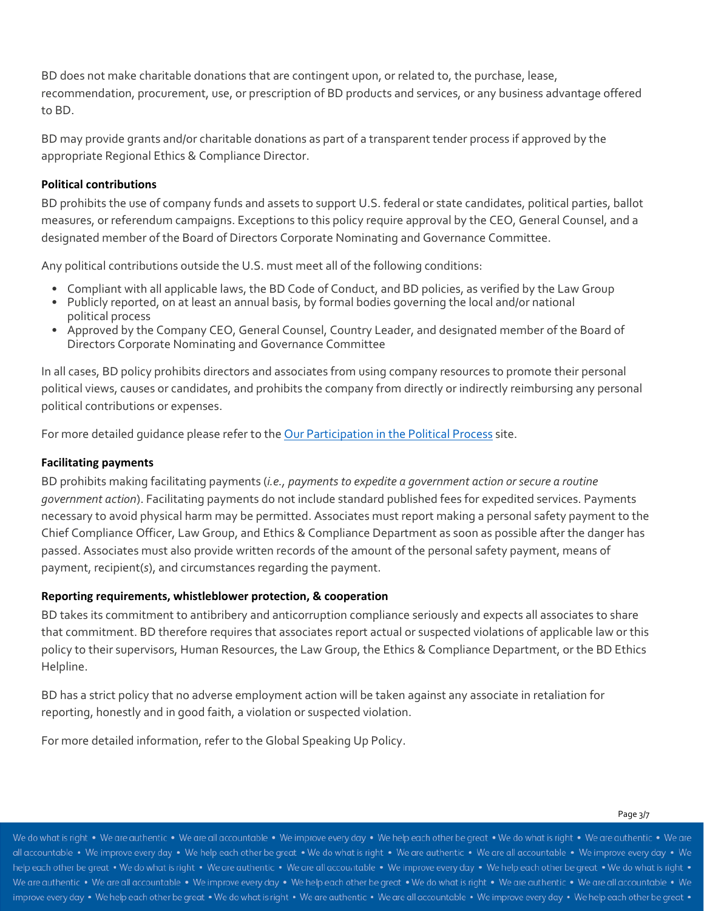BD does not make charitable donations that are contingent upon, or related to, the purchase, lease, recommendation, procurement, use, or prescription of BD products and services, or any business advantage offered to BD.

BD may provide grants and/or charitable donations as part of a transparent tender process if approved by the appropriate Regional Ethics & Compliance Director.

**Political contributions**

BD prohibits the use of company funds and assets to support U.S. federal or state candidates, political parties, ballot measures, or referendum campaigns. Exceptions to this policy require approval by the CEO, General Counsel, and a designated member of the Board of Directors Corporate Nominating and Governance Committee.

Any political contributions outside the U.S. must meet all of the following conditions:

- Compliant with all applicable laws, the BD Code of Conduct, and BD policies, as verified by the Law Group
- Publicly reported, on at least an annual basis, by formal bodies governing the local and/or national political process
- Approved by the Company CEO, General Counsel, Country Leader, and designated member of the Board of Directors Corporate Nominating and Governance Committee

In all cases, BD policy prohibits directors and associates from using company resources to promote their personal political views, causes or candidates, and prohibits the company from directly or indirectly reimbursing any personal political contributions or expenses.

For more detailed guidance please refer to the Our Participation in the Political Process site.

**Facilitating payments**

BD prohibits making facilitating payments (*i.e., payments to expedite a government action or secure a routine government action*). Facilitating payments do not include standard published fees for expedited services. Payments necessary to avoid physical harm may be permitted. Associates must report making a personal safety payment to the Chief Compliance Officer, Law Group, and Ethics & Compliance Department as soon as possible after the danger has passed. Associates must also provide written records of the amount of the personal safety payment, means of payment, recipient(s), and circumstances regarding the payment.

**Reporting requirements, whistleblower protection, & cooperation**

BD takes its commitment to antibribery and anticorruption compliance seriously and expects all associates to share that commitment. BD therefore requires that associates report actual or suspected violations of applicable law or this policy to their supervisors, Human Resources, the Law Group, the Ethics & Compliance Department, or the BD Ethics Helpline.

BD has a strict policy that no adverse employment action will be taken against any associate in retaliation for reporting, honestly and in good faith, a violation or suspected violation.

For more detailed information, refer to the Global Speaking Up Policy.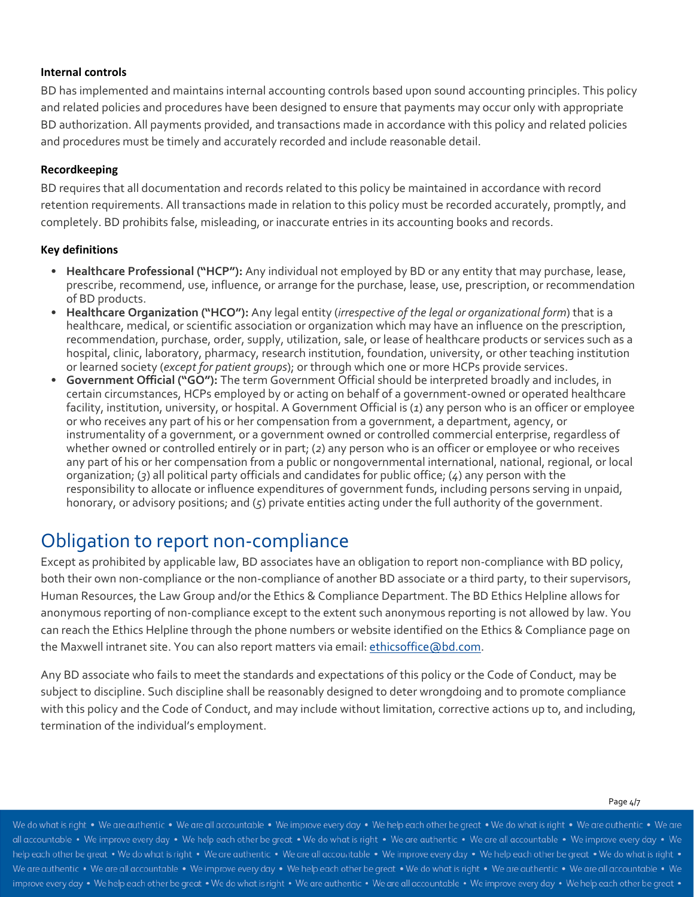**Internal controls**

BD has implemented and maintains internal accounting controls based upon sound accounting principles. This policy and related policies and procedures have been designed to ensure that payments may occur only with appropriate BD authorization. All payments provided, and transactions made in accordance with this policy and related policies and procedures must be timely and accurately recorded and include reasonable detail.

**Recordkeeping**

BD requires that all documentation and records related to this policy be maintained in accordance with record retention requirements. All transactions made in relation to this policy must be recorded accurately, promptly, and completely. BD prohibits false, misleading, or inaccurate entries in its accounting books and records.

**Key definitions**

- **Healthcare Professional ("HCP"):** Any individual not employed by BD or any entity that may purchase, lease, prescribe, recommend, use, influence, or arrange for the purchase, lease, use, prescription, or recommendation of BD products.
- **Healthcare Organization ("HCO"):** Any legal entity (*irrespective of the legal or organizational form*) that is a healthcare, medical, or scientific association or organization which may have an influence on the prescription, recommendation, purchase, order, supply, utilization, sale, or lease of healthcare products or services such as a hospital, clinic, laboratory, pharmacy, research institution, foundation, university, or other teaching institution or learned society (*except for patient groups*); or through which one or more HCPs provide services.
- **Government Official ("GO"):** The term Government Official should be interpreted broadly and includes, in certain circumstances, HCPs employed by or acting on behalf of a government-owned or operated healthcare facility, institution, university, or hospital. A Government Official is (1) any person who is an officer or employee or who receives any part of his or her compensation from a government, a department, agency, or instrumentality of a government, or a government owned or controlled commercial enterprise, regardless of whether owned or controlled entirely or in part; (2) any person who is an officer or employee or who receives any part of his or her compensation from a public or nongovernmental international, national, regional, or local organization; (3) all political party officials and candidates for public office; (4) any person with the responsibility to allocate or influence expenditures of government funds, including persons serving in unpaid, honorary, or advisory positions; and (5) private entities acting under the full authority of the government.

## Obligation to report non-compliance

Except as prohibited by applicable law, BD associates have an obligation to report non-compliance with BD policy, both their own non-compliance or the non-compliance of another BD associate or a third party, to their supervisors, Human Resources, the Law Group and/or the Ethics & Compliance Department. The BD Ethics Helpline allows for anonymous reporting of non-compliance except to the extent such anonymous reporting is not allowed by law. You can reach the Ethics Helpline through the phone numbers or website identified on the Ethics & Compliance page on the Maxwell intranet site. You can also report matters via email: ethicsoffice@bd.com.

Any BD associate who fails to meet the standards and expectations of this policy or the Code of Conduct, may be subject to discipline. Such discipline shall be reasonably designed to deter wrongdoing and to promote compliance with this policy and the Code of Conduct, and may include without limitation, corrective actions up to, and including, termination of the individual's employment.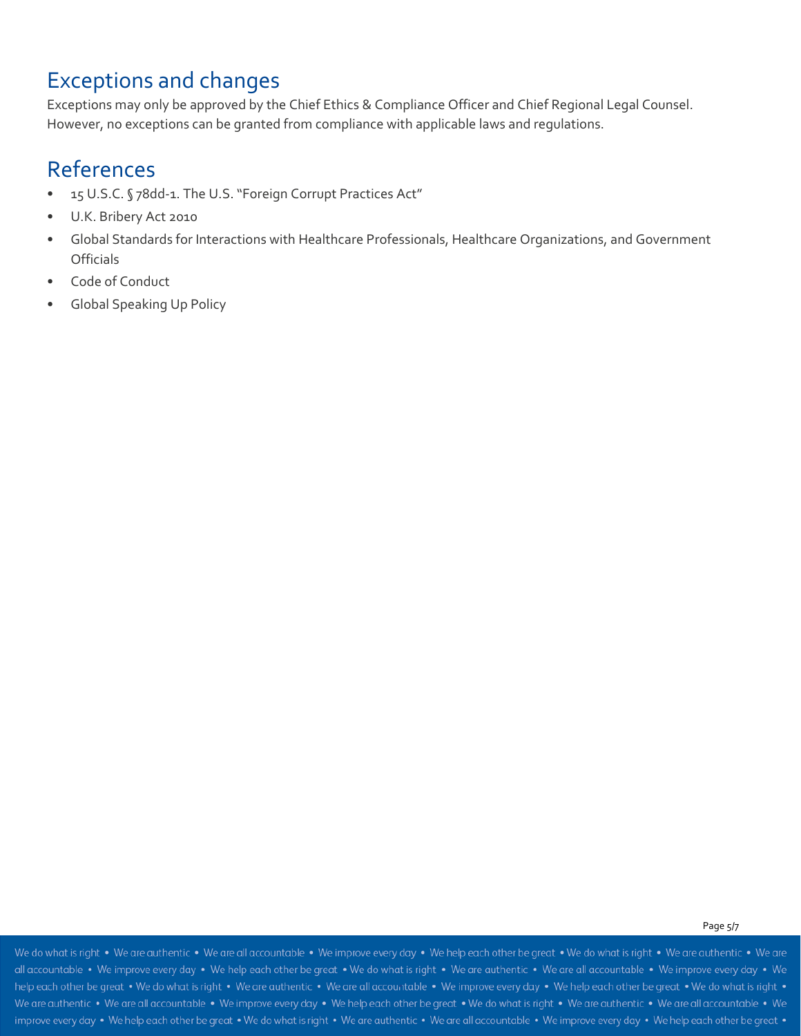## Exceptions and changes

Exceptions may only be approved by the Chief Ethics & Compliance Officer and Chief Regional Legal Counsel. However, no exceptions can be granted from compliance with applicable laws and regulations.

## References

- 15 U.S.C. § 78dd-1. The U.S. "Foreign Corrupt Practices Act"
- U.K. Bribery Act 2010
- Global Standards for Interactions with Healthcare Professionals, Healthcare Organizations, and Government Officials
- Code of Conduct
- Global Speaking Up Policy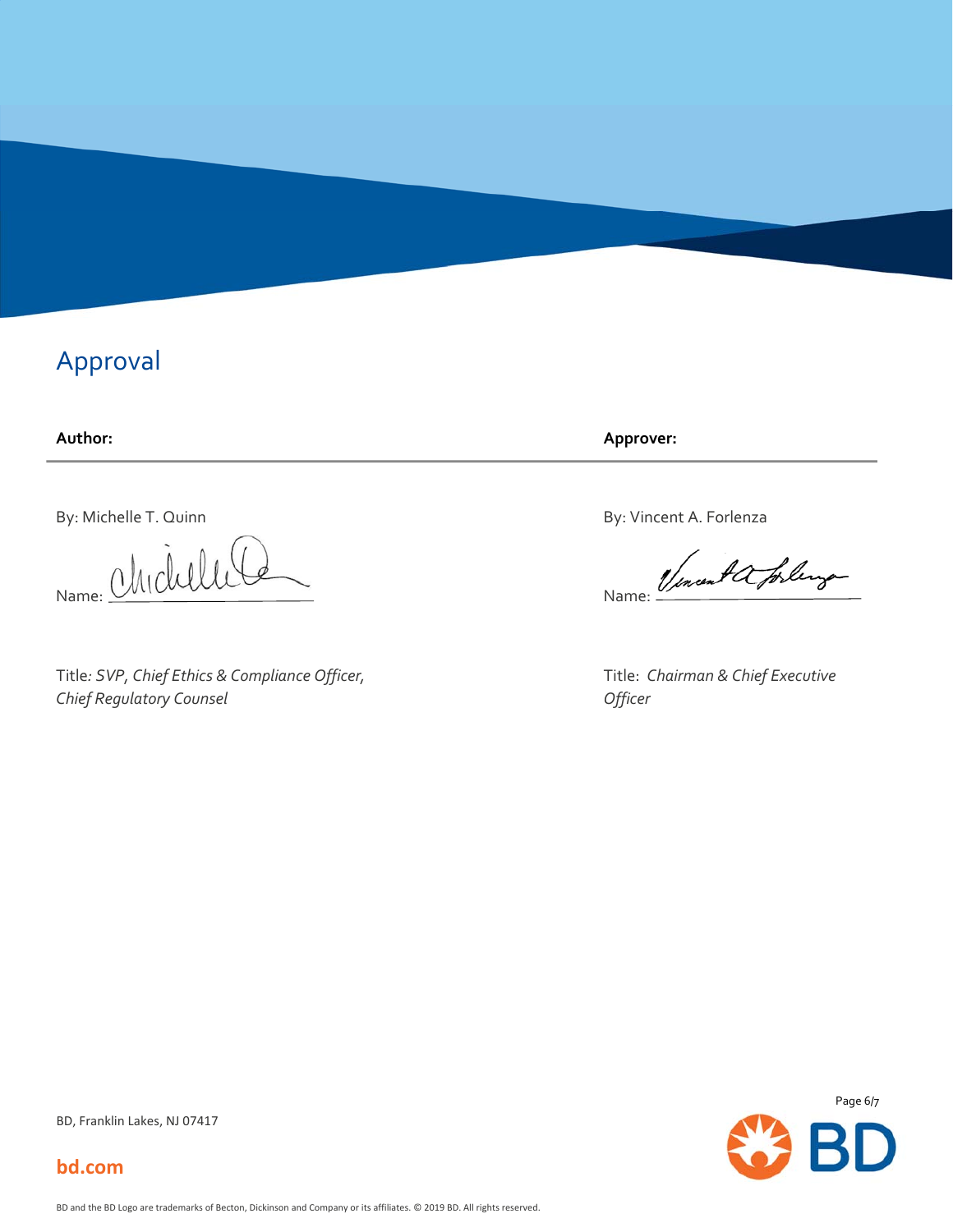# Approval

| **Author:** | **Approver:** |
| --- | --- |
| By: Michelle T. Quinn | By: Vincent A. Forlenza |
| Name: | Name: |
| Title: *SVP, Chief Ethics & Compliance Officer, Chief Regulatory Counsel* | Title: *Chairman & Chief Executive Officer* |

BD, Franklin Lakes, NJ 07417

**bd.com**

BD and the BD Logo are trademarks of Becton, Dickinson and Company or its affiliates. © 2019 BD. All rights reserved.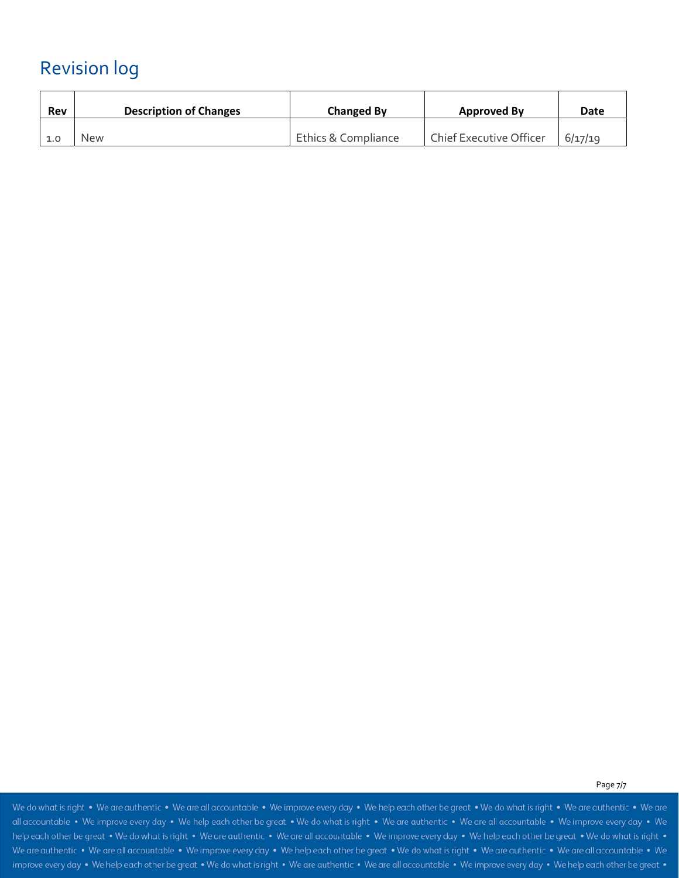## Revision log

| Rev | Description of Changes | Changed By | Approved By | Date |
|---|---|---|---|---|
| 1.0 | New | Ethics & Compliance | Chief Executive Officer | 6/17/19 |